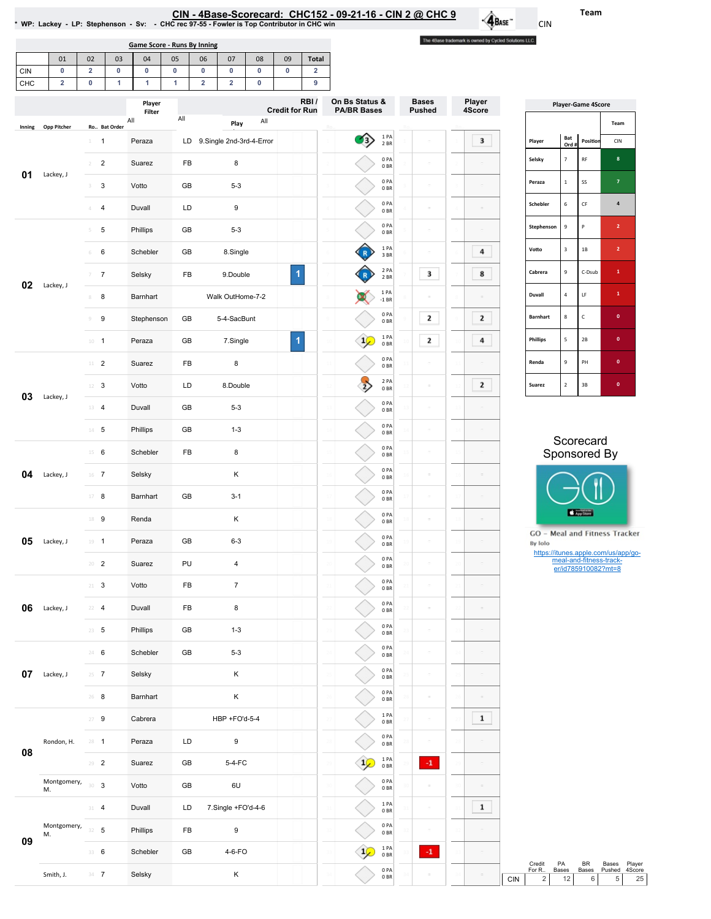# CIN - 4Base-Scorecard: CHC152 - 09-21-16 - CIN 2 @ CHC 9

* WP: Lackey - LP: Stephenson - Sv: - CHC rec 97-55 - Fowler is Top Contributor in CHC win

Team: CIN

The 4Base trademark is owned by Cycled Solutions LLC.

## Game Score - Runs By Inning

| | 01 | 02 | 03 | 04 | 05 | 06 | 07 | 08 | 09 | Total |
|---|---|---|---|---|---|---|---|---|---|---|
| CIN | 0 | 2 | 0 | 0 | 0 | 0 | 0 | 0 | 0 | 2 |
| CHC | 2 | 0 | 1 | 1 | 1 | 2 | 2 | 0 | | 9 |

| Inning | Opp Pitcher | Ro.. | Bat Order | Player | | Play | RBI / Credit for Run | On Bs Status & PA/BR Bases | Bases Pushed | Player 4Score |
|---|---|---|---|---|---|---|---|---|---|---|
| 01 | Lackey, J | 1 | 1 | Peraza | LD | 9.Single 2nd-3rd-4-Error | | 1 PA 2 BR | | 3 |
| | | 2 | 2 | Suarez | FB | 8 | | 0 PA 0 BR | | |
| | | 3 | 3 | Votto | GB | 5-3 | | 0 PA 0 BR | | |
| | | 4 | 4 | Duvall | LD | 9 | | 0 PA 0 BR | | |
| 02 | Lackey, J | 5 | 5 | Phillips | GB | 5-3 | | 0 PA 0 BR | | |
| | | 6 | 6 | Schebler | GB | 8.Single | | 1 PA 3 BR | | 4 |
| | | 7 | 7 | Selsky | FB | 9.Double | 1 | 2 PA 2 BR | 3 | 8 |
| | | 8 | 8 | Barnhart | | Walk OutHome-7-2 | | 1 PA -1 BR | | |
| | | 9 | 9 | Stephenson | GB | 5-4-SacBunt | | 0 PA 0 BR | 2 | 2 |
| | | 10 | 1 | Peraza | GB | 7.Single | 1 | 1 PA 0 BR | 2 | 4 |
| 03 | Lackey, J | 11 | 2 | Suarez | FB | 8 | | 0 PA 0 BR | | |
| | | 12 | 3 | Votto | LD | 8.Double | | 2 PA 0 BR | | 2 |
| | | 13 | 4 | Duvall | GB | 5-3 | | 0 PA 0 BR | | |
| | | 14 | 5 | Phillips | GB | 1-3 | | 0 PA 0 BR | | |
| 04 | Lackey, J | 15 | 6 | Schebler | FB | 8 | | 0 PA 0 BR | | |
| | | 16 | 7 | Selsky | | K | | 0 PA 0 BR | | |
| | | 17 | 8 | Barnhart | GB | 3-1 | | 0 PA 0 BR | | |
| 05 | Lackey, J | 18 | 9 | Renda | | K | | 0 PA 0 BR | | |
| | | 19 | 1 | Peraza | GB | 6-3 | | 0 PA 0 BR | | |
| | | 20 | 2 | Suarez | PU | 4 | | 0 PA 0 BR | | |
| 06 | Lackey, J | 21 | 3 | Votto | FB | 7 | | 0 PA 0 BR | | |
| | | 22 | 4 | Duvall | FB | 8 | | 0 PA 0 BR | | |
| | | 23 | 5 | Phillips | GB | 1-3 | | 0 PA 0 BR | | |
| 07 | Lackey, J | 24 | 6 | Schebler | GB | 5-3 | | 0 PA 0 BR | | |
| | | 25 | 7 | Selsky | | K | | 0 PA 0 BR | | |
| | | 26 | 8 | Barnhart | | K | | 0 PA 0 BR | | |
| 08 | Rondon, H. | 27 | 9 | Cabrera | | HBP +FO'd-5-4 | | 1 PA 0 BR | | 1 |
| | | 28 | 1 | Peraza | LD | 9 | | 0 PA 0 BR | | |
| | | 29 | 2 | Suarez | GB | 5-4-FC | | 1 PA 0 BR | -1 | |
| | Montgomery, M. | 30 | 3 | Votto | GB | 6U | | 0 PA 0 BR | | |
| 09 | Montgomery, M. | 31 | 4 | Duvall | LD | 7.Single +FO'd-4-6 | | 1 PA 0 BR | | 1 |
| | | 32 | 5 | Phillips | FB | 9 | | 0 PA 0 BR | | |
| | | 33 | 6 | Schebler | GB | 4-6-FO | | 1 PA 0 BR | -1 | |
| | Smith, J. | 34 | 7 | Selsky | | K | | 0 PA 0 BR | | |

## Player-Game 4Score

| Player | Bat Ord # | Position | CIN |
|---|---|---|---|
| Selsky | 7 | RF | 8 |
| Peraza | 1 | SS | 7 |
| Schebler | 6 | CF | 4 |
| Stephenson | 9 | P | 2 |
| Votto | 3 | 1B | 2 |
| Cabrera | 9 | C-Dsub | 1 |
| Duvall | 4 | LF | 1 |
| Barnhart | 8 | C | 0 |
| Phillips | 5 | 2B | 0 |
| Renda | 9 | PH | 0 |
| Suarez | 2 | 3B | 0 |

Scorecard Sponsored By

GO – Meal and Fitness Tracker
By Iolo
https://itunes.apple.com/us/app/go-meal-and-fitness-track-er/id785910082?mt=8

| | Credit For R.. | PA Bases | BR Bases | Bases Pushed | Player 4Score |
|---|---|---|---|---|---|
| CIN | 2 | 12 | 6 | 5 | 25 |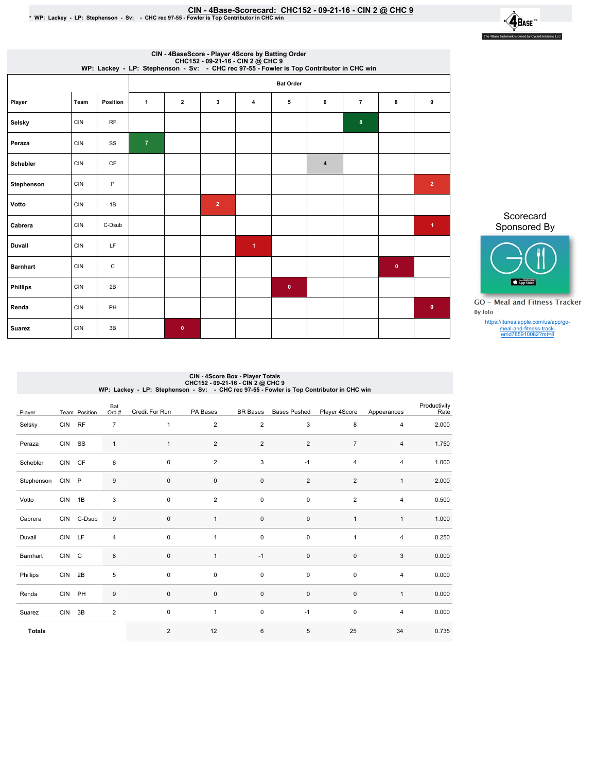# CIN - 4Base-Scorecard: CHC152 - 09-21-16 - CIN 2 @ CHC 9

* WP: Lackey - LP: Stephenson - Sv: - CHC rec 97-55 - Fowler is Top Contributor in CHC win

## CIN - 4BaseScore - Player 4Score by Batting Order
CHC152 - 09-21-16 - CIN 2 @ CHC 9
WP: Lackey - LP: Stephenson - Sv: - CHC rec 97-55 - Fowler is Top Contributor in CHC win

| | | | Bat Order | | | | | | | | |
|---|---|---|---|---|---|---|---|---|---|---|---|
| Player | Team | Position | 1 | 2 | 3 | 4 | 5 | 6 | 7 | 8 | 9 |
| Selsky | CIN | RF | | | | | | | 8 | | |
| Peraza | CIN | SS | 7 | | | | | | | | |
| Schebler | CIN | CF | | | | | | 4 | | | |
| Stephenson | CIN | P | | | | | | | | | 2 |
| Votto | CIN | 1B | | | 2 | | | | | | |
| Cabrera | CIN | C-Dsub | | | | | | | | | 1 |
| Duvall | CIN | LF | | | | 1 | | | | | |
| Barnhart | CIN | C | | | | | | | | 0 | |
| Phillips | CIN | 2B | | | | | 0 | | | | |
| Renda | CIN | PH | | | | | | | | | 0 |
| Suarez | CIN | 3B | | 0 | | | | | | | |

Scorecard Sponsored By

GO - Meal and Fitness Tracker
By Iolo

https://itunes.apple.com/us/app/go-meal-and-fitness-track-er/id785910082?mt=8

## CIN - 4Score Box - Player Totals
CHC152 - 09-21-16 - CIN 2 @ CHC 9
WP: Lackey - LP: Stephenson - Sv: - CHC rec 97-55 - Fowler is Top Contributor in CHC win

| Player | Team | Position | Bat Ord # | Credit For Run | PA Bases | BR Bases | Bases Pushed | Player 4Score | Appearances | Productivity Rate |
|---|---|---|---|---|---|---|---|---|---|---|
| Selsky | CIN | RF | 7 | 1 | 2 | 2 | 3 | 8 | 4 | 2.000 |
| Peraza | CIN | SS | 1 | 1 | 2 | 2 | 2 | 7 | 4 | 1.750 |
| Schebler | CIN | CF | 6 | 0 | 2 | 3 | -1 | 4 | 4 | 1.000 |
| Stephenson | CIN | P | 9 | 0 | 0 | 0 | 2 | 2 | 1 | 2.000 |
| Votto | CIN | 1B | 3 | 0 | 2 | 0 | 0 | 2 | 4 | 0.500 |
| Cabrera | CIN | C-Dsub | 9 | 0 | 1 | 0 | 0 | 1 | 1 | 1.000 |
| Duvall | CIN | LF | 4 | 0 | 1 | 0 | 0 | 1 | 4 | 0.250 |
| Barnhart | CIN | C | 8 | 0 | 1 | -1 | 0 | 0 | 3 | 0.000 |
| Phillips | CIN | 2B | 5 | 0 | 0 | 0 | 0 | 0 | 4 | 0.000 |
| Renda | CIN | PH | 9 | 0 | 0 | 0 | 0 | 0 | 1 | 0.000 |
| Suarez | CIN | 3B | 2 | 0 | 1 | 0 | -1 | 0 | 4 | 0.000 |
| **Totals** | | | | 2 | 12 | 6 | 5 | 25 | 34 | 0.735 |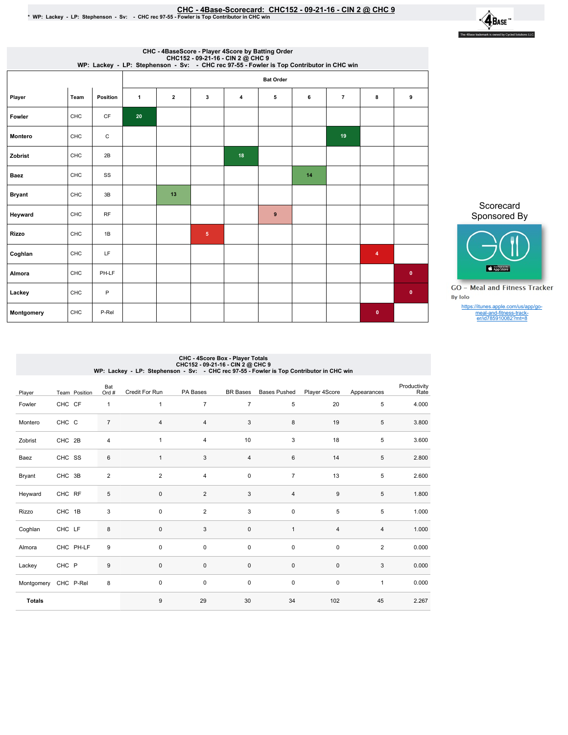# CHC - 4Base-Scorecard: CHC152 - 09-21-16 - CIN 2 @ CHC 9

\* WP: Lackey - LP: Stephenson - Sv: - CHC rec 97-55 - Fowler is Top Contributor in CHC win

## CHC - 4BaseScore - Player 4Score by Batting Order

CHC152 - 09-21-16 - CIN 2 @ CHC 9

WP: Lackey - LP: Stephenson - Sv: - CHC rec 97-55 - Fowler is Top Contributor in CHC win

| Player | Team | Position | Bat Order 1 | 2 | 3 | 4 | 5 | 6 | 7 | 8 | 9 |
|---|---|---|---|---|---|---|---|---|---|---|---|
| Fowler | CHC | CF | 20 | | | | | | | | |
| Montero | CHC | C | | | | | | | 19 | | |
| Zobrist | CHC | 2B | | | | 18 | | | | | |
| Baez | CHC | SS | | | | | | 14 | | | |
| Bryant | CHC | 3B | | 13 | | | | | | | |
| Heyward | CHC | RF | | | | | 9 | | | | |
| Rizzo | CHC | 1B | | | 5 | | | | | | |
| Coghlan | CHC | LF | | | | | | | | 4 | |
| Almora | CHC | PH-LF | | | | | | | | | 0 |
| Lackey | CHC | P | | | | | | | | | 0 |
| Montgomery | CHC | P-Rel | | | | | | | | 0 | |

Scorecard Sponsored By

GO - Meal and Fitness Tracker

By Iolo

https://itunes.apple.com/us/app/go-meal-and-fitness-track-er/id785910082?mt=8

## CHC - 4Score Box - Player Totals

CHC152 - 09-21-16 - CIN 2 @ CHC 9

WP: Lackey - LP: Stephenson - Sv: - CHC rec 97-55 - Fowler is Top Contributor in CHC win

| Player | Team | Position | Bat Ord # | Credit For Run | PA Bases | BR Bases | Bases Pushed | Player 4Score | Appearances | Productivity Rate |
|---|---|---|---|---|---|---|---|---|---|---|
| Fowler | CHC | CF | 1 | 1 | 7 | 7 | 5 | 20 | 5 | 4.000 |
| Montero | CHC | C | 7 | 4 | 4 | 3 | 8 | 19 | 5 | 3.800 |
| Zobrist | CHC | 2B | 4 | 1 | 4 | 10 | 3 | 18 | 5 | 3.600 |
| Baez | CHC | SS | 6 | 1 | 3 | 4 | 6 | 14 | 5 | 2.800 |
| Bryant | CHC | 3B | 2 | 2 | 4 | 0 | 7 | 13 | 5 | 2.600 |
| Heyward | CHC | RF | 5 | 0 | 2 | 3 | 4 | 9 | 5 | 1.800 |
| Rizzo | CHC | 1B | 3 | 0 | 2 | 3 | 0 | 5 | 5 | 1.000 |
| Coghlan | CHC | LF | 8 | 0 | 3 | 0 | 1 | 4 | 4 | 1.000 |
| Almora | CHC | PH-LF | 9 | 0 | 0 | 0 | 0 | 0 | 2 | 0.000 |
| Lackey | CHC | P | 9 | 0 | 0 | 0 | 0 | 0 | 3 | 0.000 |
| Montgomery | CHC | P-Rel | 8 | 0 | 0 | 0 | 0 | 0 | 1 | 0.000 |
| **Totals** | | | | 9 | 29 | 30 | 34 | 102 | 45 | 2.267 |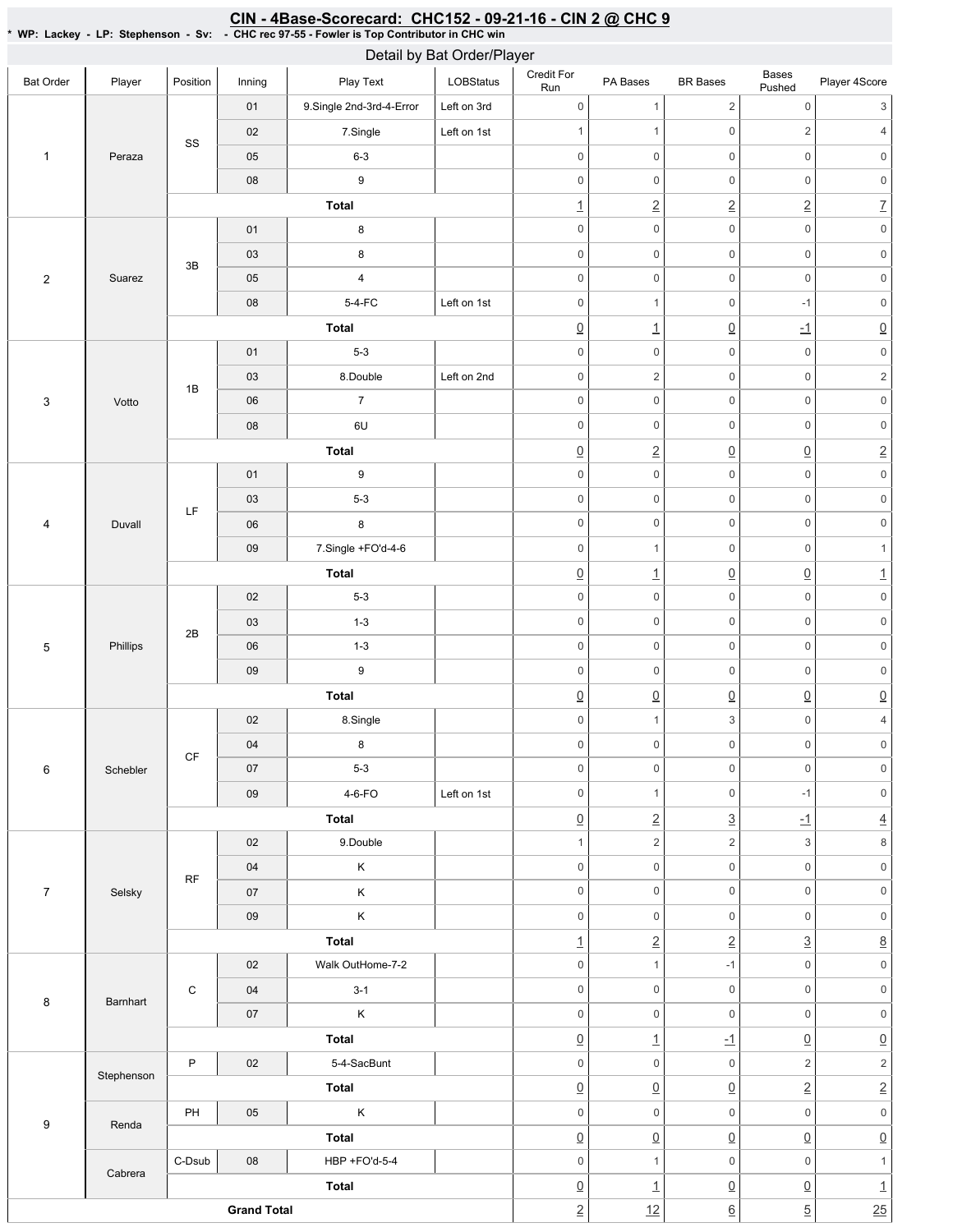# CIN - 4Base-Scorecard: CHC152 - 09-21-16 - CIN 2 @ CHC 9

**\* WP: Lackey - LP: Stephenson - Sv: - CHC rec 97-55 - Fowler is Top Contributor in CHC win**

## Detail by Bat Order/Player

| Bat Order | Player | Position | Inning | Play Text | LOBStatus | Credit For Run | PA Bases | BR Bases | Bases Pushed | Player 4Score |
|---|---|---|---|---|---|---|---|---|---|---|
| 1 | Peraza | SS | 01 | 9.Single 2nd-3rd-4-Error | Left on 3rd | 0 | 1 | 2 | 0 | 3 |
| | | | 02 | 7.Single | Left on 1st | 1 | 1 | 0 | 2 | 4 |
| | | | 05 | 6-3 | | 0 | 0 | 0 | 0 | 0 |
| | | | 08 | 9 | | 0 | 0 | 0 | 0 | 0 |
| | | | | **Total** | | 1 | 2 | 2 | 2 | 7 |
| 2 | Suarez | 3B | 01 | 8 | | 0 | 0 | 0 | 0 | 0 |
| | | | 03 | 8 | | 0 | 0 | 0 | 0 | 0 |
| | | | 05 | 4 | | 0 | 0 | 0 | 0 | 0 |
| | | | 08 | 5-4-FC | Left on 1st | 0 | 1 | 0 | -1 | 0 |
| | | | | **Total** | | 0 | 1 | 0 | -1 | 0 |
| 3 | Votto | 1B | 01 | 5-3 | | 0 | 0 | 0 | 0 | 0 |
| | | | 03 | 8.Double | Left on 2nd | 0 | 2 | 0 | 0 | 2 |
| | | | 06 | 7 | | 0 | 0 | 0 | 0 | 0 |
| | | | 08 | 6U | | 0 | 0 | 0 | 0 | 0 |
| | | | | **Total** | | 0 | 2 | 0 | 0 | 2 |
| 4 | Duvall | LF | 01 | 9 | | 0 | 0 | 0 | 0 | 0 |
| | | | 03 | 5-3 | | 0 | 0 | 0 | 0 | 0 |
| | | | 06 | 8 | | 0 | 0 | 0 | 0 | 0 |
| | | | 09 | 7.Single +FO'd-4-6 | | 0 | 1 | 0 | 0 | 1 |
| | | | | **Total** | | 0 | 1 | 0 | 0 | 1 |
| 5 | Phillips | 2B | 02 | 5-3 | | 0 | 0 | 0 | 0 | 0 |
| | | | 03 | 1-3 | | 0 | 0 | 0 | 0 | 0 |
| | | | 06 | 1-3 | | 0 | 0 | 0 | 0 | 0 |
| | | | 09 | 9 | | 0 | 0 | 0 | 0 | 0 |
| | | | | **Total** | | 0 | 0 | 0 | 0 | 0 |
| 6 | Schebler | CF | 02 | 8.Single | | 0 | 1 | 3 | 0 | 4 |
| | | | 04 | 8 | | 0 | 0 | 0 | 0 | 0 |
| | | | 07 | 5-3 | | 0 | 0 | 0 | 0 | 0 |
| | | | 09 | 4-6-FO | Left on 1st | 0 | 1 | 0 | -1 | 0 |
| | | | | **Total** | | 0 | 2 | 3 | -1 | 4 |
| 7 | Selsky | RF | 02 | 9.Double | | 1 | 2 | 2 | 3 | 8 |
| | | | 04 | K | | 0 | 0 | 0 | 0 | 0 |
| | | | 07 | K | | 0 | 0 | 0 | 0 | 0 |
| | | | 09 | K | | 0 | 0 | 0 | 0 | 0 |
| | | | | **Total** | | 1 | 2 | 2 | 3 | 8 |
| 8 | Barnhart | C | 02 | Walk OutHome-7-2 | | 0 | 1 | -1 | 0 | 0 |
| | | | 04 | 3-1 | | 0 | 0 | 0 | 0 | 0 |
| | | | 07 | K | | 0 | 0 | 0 | 0 | 0 |
| | | | | **Total** | | 0 | 1 | -1 | 0 | 0 |
| 9 | Stephenson | P | 02 | 5-4-SacBunt | | 0 | 0 | 0 | 2 | 2 |
| | | | | **Total** | | 0 | 0 | 0 | 2 | 2 |
| | Renda | PH | 05 | K | | 0 | 0 | 0 | 0 | 0 |
| | | | | **Total** | | 0 | 0 | 0 | 0 | 0 |
| | Cabrera | C-Dsub | 08 | HBP +FO'd-5-4 | | 0 | 1 | 0 | 0 | 1 |
| | | | | **Total** | | 0 | 1 | 0 | 0 | 1 |
| **Grand Total** | | | | | | 2 | 12 | 6 | 5 | 25 |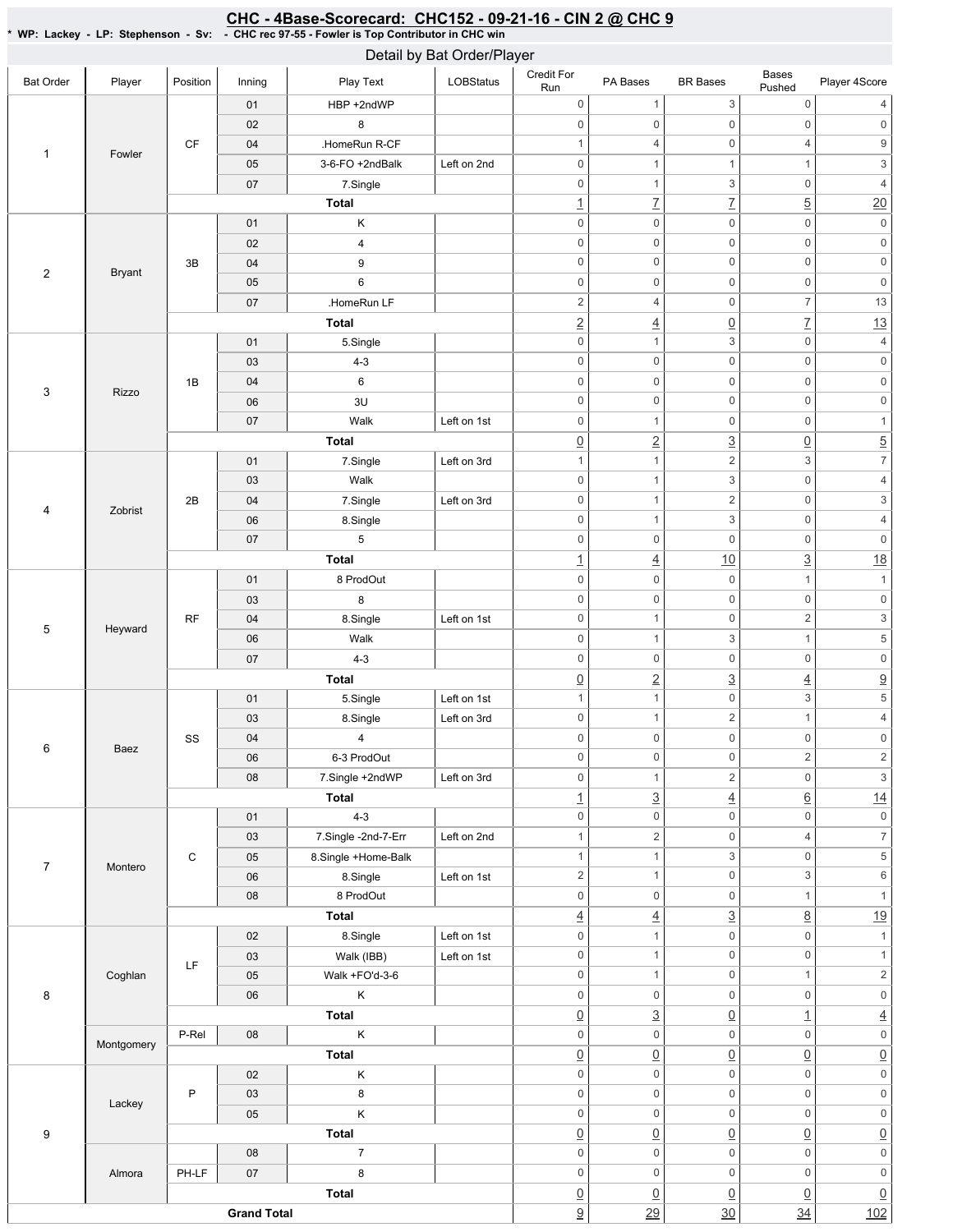## CHC - 4Base-Scorecard: CHC152 - 09-21-16 - CIN 2 @ CHC 9

* WP: Lackey - LP: Stephenson - Sv: - CHC rec 97-55 - Fowler is Top Contributor in CHC win

### Detail by Bat Order/Player

| Bat Order | Player | Position | Inning | Play Text | LOBStatus | Credit For Run | PA Bases | BR Bases | Bases Pushed | Player 4Score |
|---|---|---|---|---|---|---|---|---|---|---|
| 1 | Fowler | CF | 01 | HBP +2ndWP | | 0 | 1 | 3 | 0 | 4 |
| | | | 02 | 8 | | 0 | 0 | 0 | 0 | 0 |
| | | | 04 | .HomeRun R-CF | | 1 | 4 | 0 | 4 | 9 |
| | | | 05 | 3-6-FO +2ndBalk | Left on 2nd | 0 | 1 | 1 | 1 | 3 |
| | | | 07 | 7.Single | | 0 | 1 | 3 | 0 | 4 |
| | | | | Total | | 1 | 7 | 7 | 5 | 20 |
| 2 | Bryant | 3B | 01 | K | | 0 | 0 | 0 | 0 | 0 |
| | | | 02 | 4 | | 0 | 0 | 0 | 0 | 0 |
| | | | 04 | 9 | | 0 | 0 | 0 | 0 | 0 |
| | | | 05 | 6 | | 0 | 0 | 0 | 0 | 0 |
| | | | 07 | .HomeRun LF | | 2 | 4 | 0 | 7 | 13 |
| | | | | Total | | 2 | 4 | 0 | 7 | 13 |
| 3 | Rizzo | 1B | 01 | 5.Single | | 0 | 1 | 3 | 0 | 4 |
| | | | 03 | 4-3 | | 0 | 0 | 0 | 0 | 0 |
| | | | 04 | 6 | | 0 | 0 | 0 | 0 | 0 |
| | | | 06 | 3U | | 0 | 0 | 0 | 0 | 0 |
| | | | 07 | Walk | Left on 1st | 0 | 1 | 0 | 0 | 1 |
| | | | | Total | | 0 | 2 | 3 | 0 | 5 |
| 4 | Zobrist | 2B | 01 | 7.Single | Left on 3rd | 1 | 1 | 2 | 3 | 7 |
| | | | 03 | Walk | | 0 | 1 | 3 | 0 | 4 |
| | | | 04 | 7.Single | Left on 3rd | 0 | 1 | 2 | 0 | 3 |
| | | | 06 | 8.Single | | 0 | 1 | 3 | 0 | 4 |
| | | | 07 | 5 | | 0 | 0 | 0 | 0 | 0 |
| | | | | Total | | 1 | 4 | 10 | 3 | 18 |
| 5 | Heyward | RF | 01 | 8 ProdOut | | 0 | 0 | 0 | 1 | 1 |
| | | | 03 | 8 | | 0 | 0 | 0 | 0 | 0 |
| | | | 04 | 8.Single | Left on 1st | 0 | 1 | 0 | 2 | 3 |
| | | | 06 | Walk | | 0 | 1 | 3 | 1 | 5 |
| | | | 07 | 4-3 | | 0 | 0 | 0 | 0 | 0 |
| | | | | Total | | 0 | 2 | 3 | 4 | 9 |
| 6 | Baez | SS | 01 | 5.Single | Left on 1st | 1 | 1 | 0 | 3 | 5 |
| | | | 03 | 8.Single | Left on 3rd | 0 | 1 | 2 | 1 | 4 |
| | | | 04 | 4 | | 0 | 0 | 0 | 0 | 0 |
| | | | 06 | 6-3 ProdOut | | 0 | 0 | 0 | 2 | 2 |
| | | | 08 | 7.Single +2ndWP | Left on 3rd | 0 | 1 | 2 | 0 | 3 |
| | | | | Total | | 1 | 3 | 4 | 6 | 14 |
| 7 | Montero | C | 01 | 4-3 | | 0 | 0 | 0 | 0 | 0 |
| | | | 03 | 7.Single -2nd-7-Err | Left on 2nd | 1 | 2 | 0 | 4 | 7 |
| | | | 05 | 8.Single +Home-Balk | | 1 | 1 | 3 | 0 | 5 |
| | | | 06 | 8.Single | Left on 1st | 2 | 1 | 0 | 3 | 6 |
| | | | 08 | 8 ProdOut | | 0 | 0 | 0 | 1 | 1 |
| | | | | Total | | 4 | 4 | 3 | 8 | 19 |
| 8 | Coghlan | LF | 02 | 8.Single | Left on 1st | 0 | 1 | 0 | 0 | 1 |
| | | | 03 | Walk (IBB) | Left on 1st | 0 | 1 | 0 | 0 | 1 |
| | | | 05 | Walk +FO'd-3-6 | | 0 | 1 | 0 | 1 | 2 |
| | | | 06 | K | | 0 | 0 | 0 | 0 | 0 |
| | | | | Total | | 0 | 3 | 0 | 1 | 4 |
| | Montgomery | P-Rel | 08 | K | | 0 | 0 | 0 | 0 | 0 |
| | | | | Total | | 0 | 0 | 0 | 0 | 0 |
| 9 | Lackey | P | 02 | K | | 0 | 0 | 0 | 0 | 0 |
| | | | 03 | 8 | | 0 | 0 | 0 | 0 | 0 |
| | | | 05 | K | | 0 | 0 | 0 | 0 | 0 |
| | | | | Total | | 0 | 0 | 0 | 0 | 0 |
| | Almora | PH-LF | 08 | 7 | | 0 | 0 | 0 | 0 | 0 |
| | | | 07 | 8 | | 0 | 0 | 0 | 0 | 0 |
| | | | | Total | | 0 | 0 | 0 | 0 | 0 |
| Grand Total | | | | | | 9 | 29 | 30 | 34 | 102 |